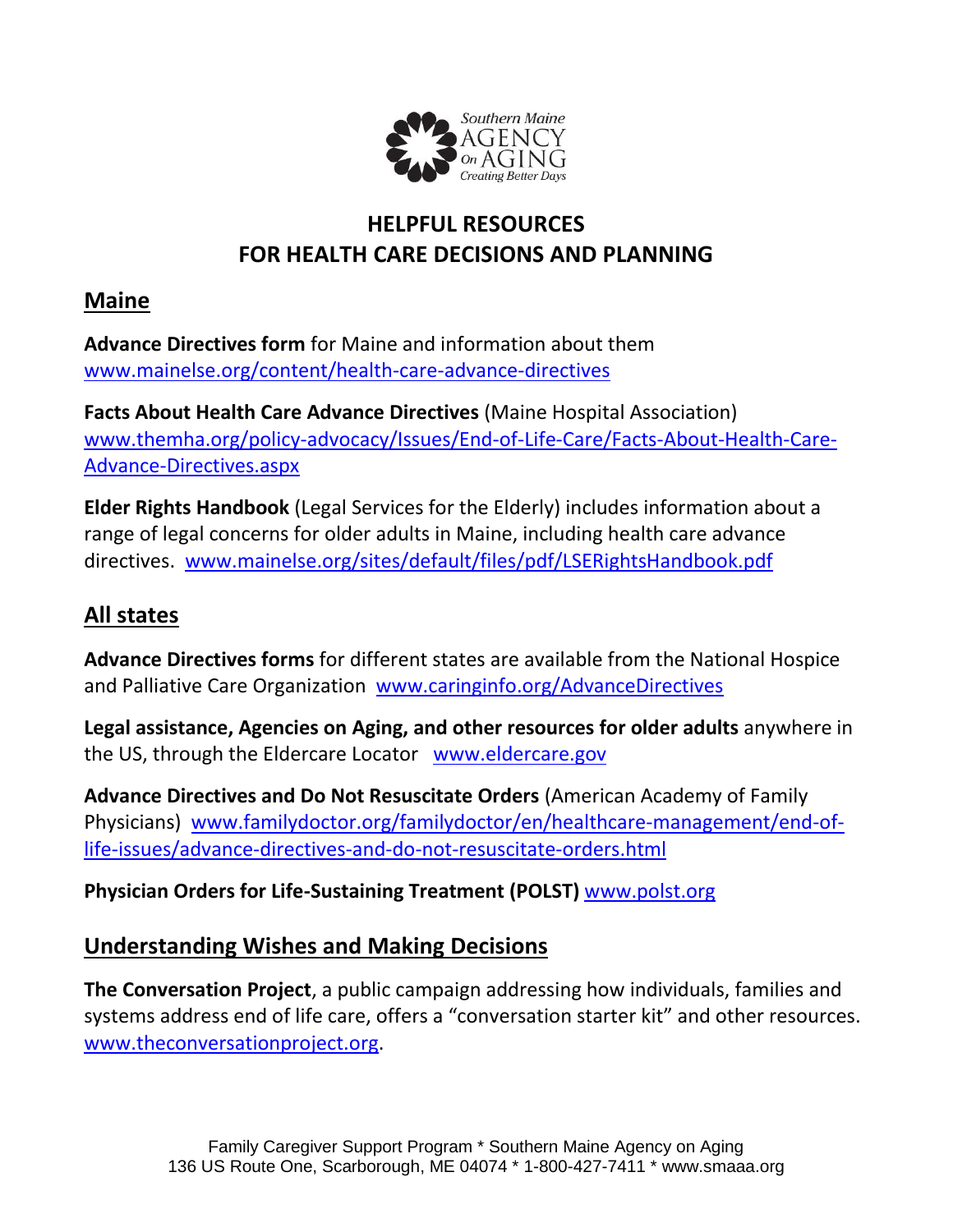Southern Maine AGENCY On AGING
*Creating Better Days*

# HELPFUL RESOURCES FOR HEALTH CARE DECISIONS AND PLANNING

## Maine

**Advance Directives form** for Maine and information about them
www.mainelse.org/content/health-care-advance-directives

**Facts About Health Care Advance Directives** (Maine Hospital Association)
www.themha.org/policy-advocacy/Issues/End-of-Life-Care/Facts-About-Health-Care-Advance-Directives.aspx

**Elder Rights Handbook** (Legal Services for the Elderly) includes information about a range of legal concerns for older adults in Maine, including health care advance directives. www.mainelse.org/sites/default/files/pdf/LSERightsHandbook.pdf

## All states

**Advance Directives forms** for different states are available from the National Hospice and Palliative Care Organization www.caringinfo.org/AdvanceDirectives

**Legal assistance, Agencies on Aging, and other resources for older adults** anywhere in the US, through the Eldercare Locator www.eldercare.gov

**Advance Directives and Do Not Resuscitate Orders** (American Academy of Family Physicians) www.familydoctor.org/familydoctor/en/healthcare-management/end-of-life-issues/advance-directives-and-do-not-resuscitate-orders.html

**Physician Orders for Life-Sustaining Treatment (POLST)** www.polst.org

## Understanding Wishes and Making Decisions

**The Conversation Project**, a public campaign addressing how individuals, families and systems address end of life care, offers a "conversation starter kit" and other resources. www.theconversationproject.org.

Family Caregiver Support Program * Southern Maine Agency on Aging
136 US Route One, Scarborough, ME 04074 * 1-800-427-7411 * www.smaaa.org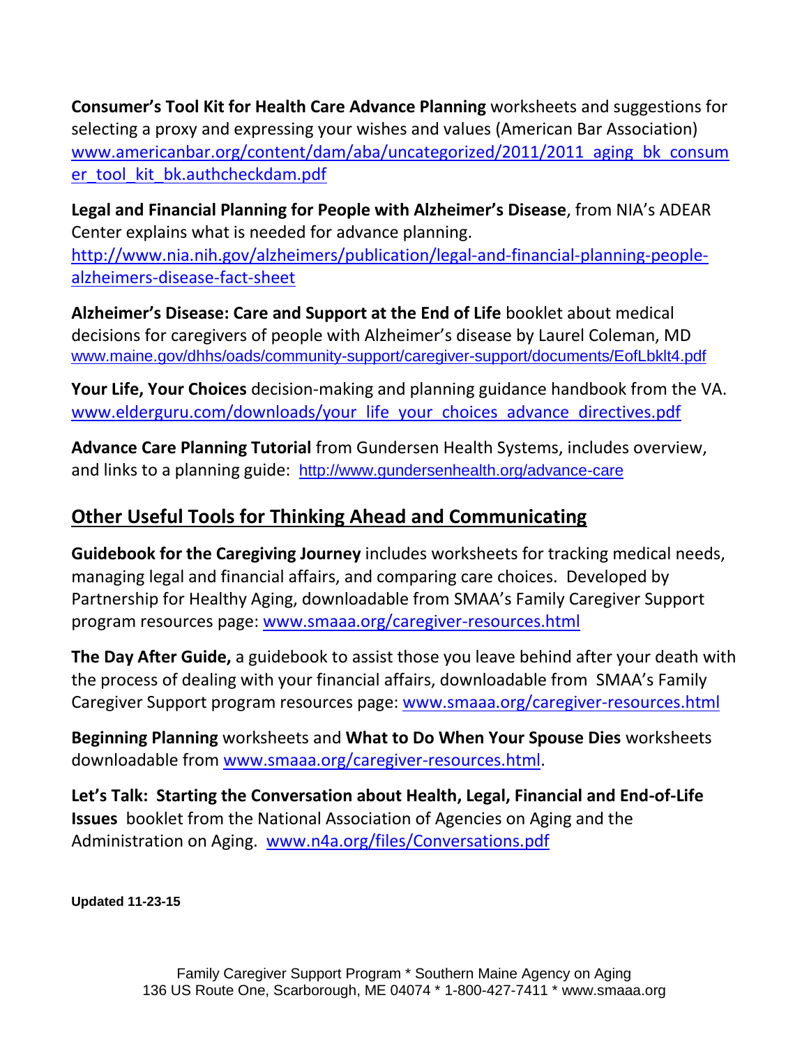**Consumer's Tool Kit for Health Care Advance Planning** worksheets and suggestions for selecting a proxy and expressing your wishes and values (American Bar Association) www.americanbar.org/content/dam/aba/uncategorized/2011/2011_aging_bk_consumer_tool_kit_bk.authcheckdam.pdf

**Legal and Financial Planning for People with Alzheimer's Disease**, from NIA's ADEAR Center explains what is needed for advance planning. http://www.nia.nih.gov/alzheimers/publication/legal-and-financial-planning-people-alzheimers-disease-fact-sheet

**Alzheimer's Disease: Care and Support at the End of Life** booklet about medical decisions for caregivers of people with Alzheimer's disease by Laurel Coleman, MD www.maine.gov/dhhs/oads/community-support/caregiver-support/documents/EofLbklt4.pdf

**Your Life, Your Choices** decision-making and planning guidance handbook from the VA. www.elderguru.com/downloads/your_life_your_choices_advance_directives.pdf

**Advance Care Planning Tutorial** from Gundersen Health Systems, includes overview, and links to a planning guide: http://www.gundersenhealth.org/advance-care

## Other Useful Tools for Thinking Ahead and Communicating

**Guidebook for the Caregiving Journey** includes worksheets for tracking medical needs, managing legal and financial affairs, and comparing care choices. Developed by Partnership for Healthy Aging, downloadable from SMAA's Family Caregiver Support program resources page: www.smaaa.org/caregiver-resources.html

**The Day After Guide,** a guidebook to assist those you leave behind after your death with the process of dealing with your financial affairs, downloadable from SMAA's Family Caregiver Support program resources page: www.smaaa.org/caregiver-resources.html

**Beginning Planning** worksheets and **What to Do When Your Spouse Dies** worksheets downloadable from www.smaaa.org/caregiver-resources.html.

**Let's Talk: Starting the Conversation about Health, Legal, Financial and End-of-Life Issues** booklet from the National Association of Agencies on Aging and the Administration on Aging. www.n4a.org/files/Conversations.pdf

**Updated 11-23-15**

Family Caregiver Support Program * Southern Maine Agency on Aging
136 US Route One, Scarborough, ME 04074 * 1-800-427-7411 * www.smaaa.org